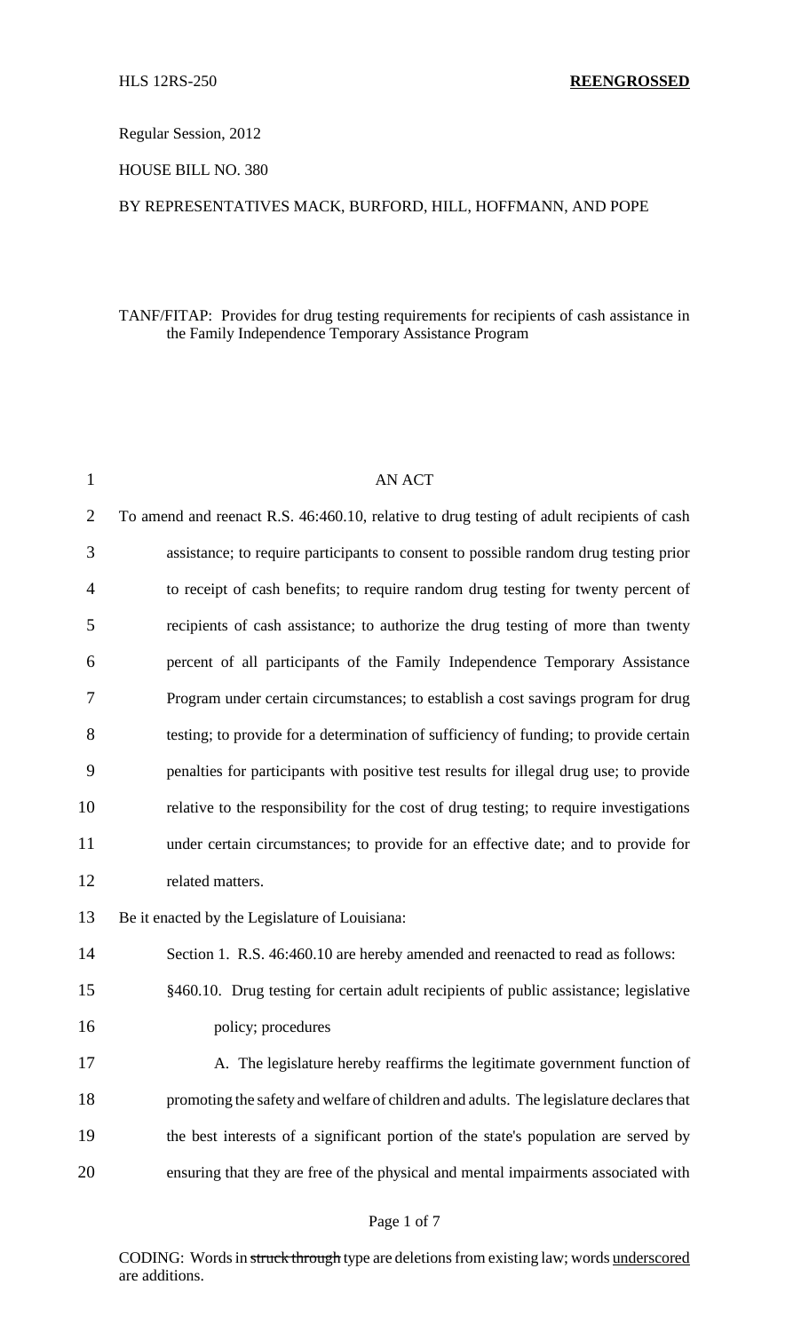HLS 12RS-250 **REENGROSSED**

Regular Session, 2012

HOUSE BILL NO. 380

BY REPRESENTATIVES MACK, BURFORD, HILL, HOFFMANN, AND POPE

TANF/FITAP: Provides for drug testing requirements for recipients of cash assistance in the Family Independence Temporary Assistance Program

AN ACT

To amend and reenact R.S. 46:460.10, relative to drug testing of adult recipients of cash assistance; to require participants to consent to possible random drug testing prior to receipt of cash benefits; to require random drug testing for twenty percent of recipients of cash assistance; to authorize the drug testing of more than twenty percent of all participants of the Family Independence Temporary Assistance Program under certain circumstances; to establish a cost savings program for drug testing; to provide for a determination of sufficiency of funding; to provide certain penalties for participants with positive test results for illegal drug use; to provide relative to the responsibility for the cost of drug testing; to require investigations under certain circumstances; to provide for an effective date; and to provide for related matters.

Be it enacted by the Legislature of Louisiana:

Section 1. R.S. 46:460.10 are hereby amended and reenacted to read as follows:

§460.10. Drug testing for certain adult recipients of public assistance; legislative policy; procedures

A. The legislature hereby reaffirms the legitimate government function of promoting the safety and welfare of children and adults. The legislature declares that the best interests of a significant portion of the state's population are served by ensuring that they are free of the physical and mental impairments associated with

CODING: Words in ~~struck through~~ type are deletions from existing law; words <u>underscored</u> are additions.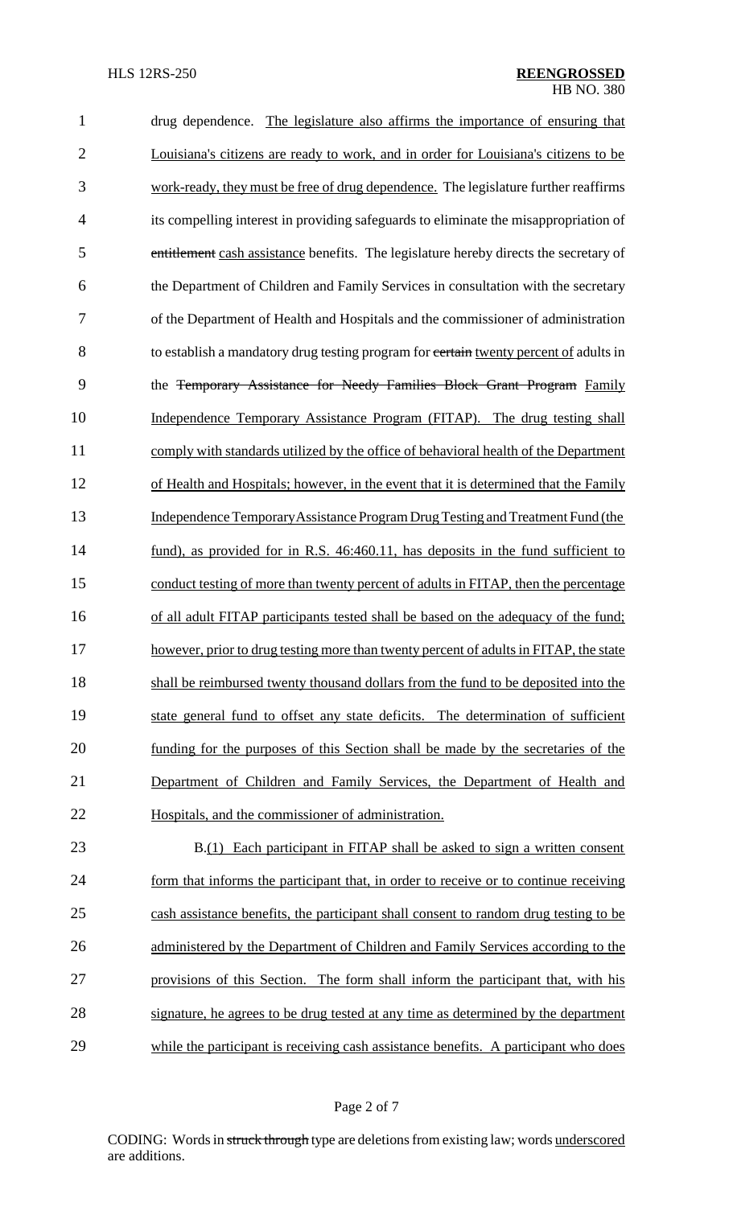drug dependence. <u>The legislature also affirms the importance of ensuring that Louisiana's citizens are ready to work, and in order for Louisiana's citizens to be work-ready, they must be free of drug dependence.</u> The legislature further reaffirms its compelling interest in providing safeguards to eliminate the misappropriation of ~~entitlement~~ <u>cash assistance</u> benefits. The legislature hereby directs the secretary of the Department of Children and Family Services in consultation with the secretary of the Department of Health and Hospitals and the commissioner of administration to establish a mandatory drug testing program for ~~certain~~ <u>twenty percent of</u> adults in the ~~Temporary Assistance for Needy Families Block Grant Program~~ <u>Family Independence Temporary Assistance Program (FITAP). The drug testing shall comply with standards utilized by the office of behavioral health of the Department of Health and Hospitals; however, in the event that it is determined that the Family Independence Temporary Assistance Program Drug Testing and Treatment Fund (the fund), as provided for in R.S. 46:460.11, has deposits in the fund sufficient to conduct testing of more than twenty percent of adults in FITAP, then the percentage of all adult FITAP participants tested shall be based on the adequacy of the fund; however, prior to drug testing more than twenty percent of adults in FITAP, the state shall be reimbursed twenty thousand dollars from the fund to be deposited into the state general fund to offset any state deficits. The determination of sufficient funding for the purposes of this Section shall be made by the secretaries of the Department of Children and Family Services, the Department of Health and Hospitals, and the commissioner of administration.</u>

B.<u>(1) Each participant in FITAP shall be asked to sign a written consent form that informs the participant that, in order to receive or to continue receiving cash assistance benefits, the participant shall consent to random drug testing to be administered by the Department of Children and Family Services according to the provisions of this Section. The form shall inform the participant that, with his signature, he agrees to be drug tested at any time as determined by the department while the participant is receiving cash assistance benefits. A participant who does</u>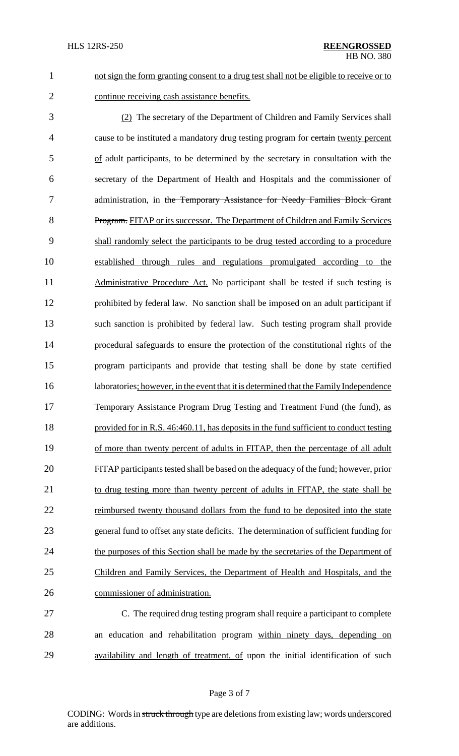not sign the form granting consent to a drug test shall not be eligible to receive or to continue receiving cash assistance benefits.

(2) The secretary of the Department of Children and Family Services shall cause to be instituted a mandatory drug testing program for ~~certain~~ twenty percent of adult participants, to be determined by the secretary in consultation with the secretary of the Department of Health and Hospitals and the commissioner of administration, in ~~the Temporary Assistance for Needy Families Block Grant Program.~~ FITAP or its successor. The Department of Children and Family Services shall randomly select the participants to be drug tested according to a procedure established through rules and regulations promulgated according to the Administrative Procedure Act. No participant shall be tested if such testing is prohibited by federal law. No sanction shall be imposed on an adult participant if such sanction is prohibited by federal law. Such testing program shall provide procedural safeguards to ensure the protection of the constitutional rights of the program participants and provide that testing shall be done by state certified laboratories; however, in the event that it is determined that the Family Independence Temporary Assistance Program Drug Testing and Treatment Fund (the fund), as provided for in R.S. 46:460.11, has deposits in the fund sufficient to conduct testing of more than twenty percent of adults in FITAP, then the percentage of all adult FITAP participants tested shall be based on the adequacy of the fund; however, prior to drug testing more than twenty percent of adults in FITAP, the state shall be reimbursed twenty thousand dollars from the fund to be deposited into the state general fund to offset any state deficits. The determination of sufficient funding for the purposes of this Section shall be made by the secretaries of the Department of Children and Family Services, the Department of Health and Hospitals, and the commissioner of administration.

C. The required drug testing program shall require a participant to complete an education and rehabilitation program within ninety days, depending on availability and length of treatment, of ~~upon~~ the initial identification of such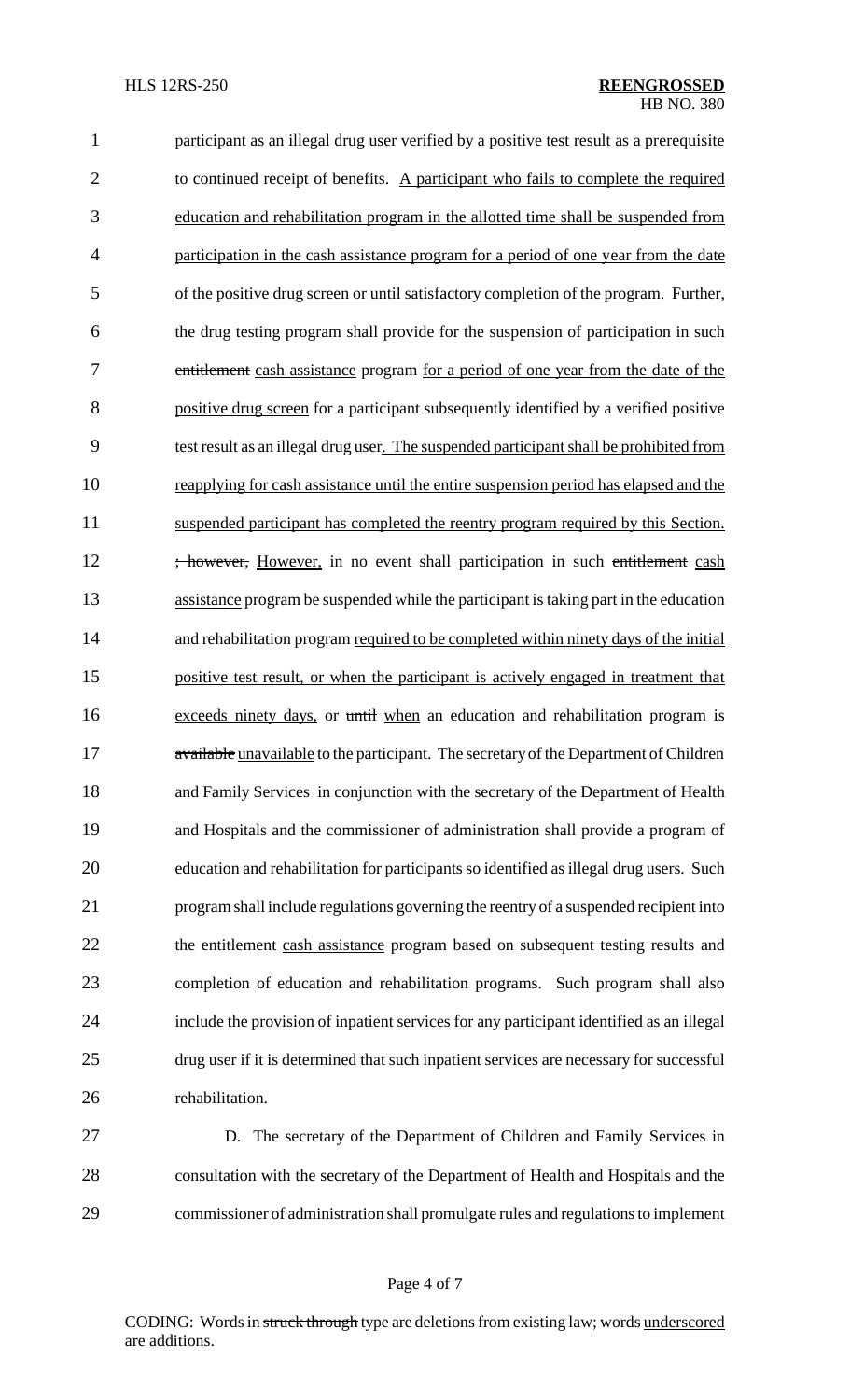participant as an illegal drug user verified by a positive test result as a prerequisite to continued receipt of benefits. <u>A participant who fails to complete the required education and rehabilitation program in the allotted time shall be suspended from participation in the cash assistance program for a period of one year from the date of the positive drug screen or until satisfactory completion of the program.</u> Further, the drug testing program shall provide for the suspension of participation in such ~~entitlement~~ <u>cash assistance</u> program <u>for a period of one year from the date of the positive drug screen</u> for a participant subsequently identified by a verified positive test result as an illegal drug user<u>. The suspended participant shall be prohibited from reapplying for cash assistance until the entire suspension period has elapsed and the suspended participant has completed the reentry program required by this Section.</u> ~~; however,~~ <u>However,</u> in no event shall participation in such ~~entitlement~~ <u>cash assistance</u> program be suspended while the participant is taking part in the education and rehabilitation program <u>required to be completed within ninety days of the initial positive test result, or when the participant is actively engaged in treatment that exceeds ninety days,</u> or ~~until~~ <u>when</u> an education and rehabilitation program is ~~available~~ <u>unavailable</u> to the participant. The secretary of the Department of Children and Family Services in conjunction with the secretary of the Department of Health and Hospitals and the commissioner of administration shall provide a program of education and rehabilitation for participants so identified as illegal drug users. Such program shall include regulations governing the reentry of a suspended recipient into the ~~entitlement~~ <u>cash assistance</u> program based on subsequent testing results and completion of education and rehabilitation programs. Such program shall also include the provision of inpatient services for any participant identified as an illegal drug user if it is determined that such inpatient services are necessary for successful rehabilitation.

D. The secretary of the Department of Children and Family Services in consultation with the secretary of the Department of Health and Hospitals and the commissioner of administration shall promulgate rules and regulations to implement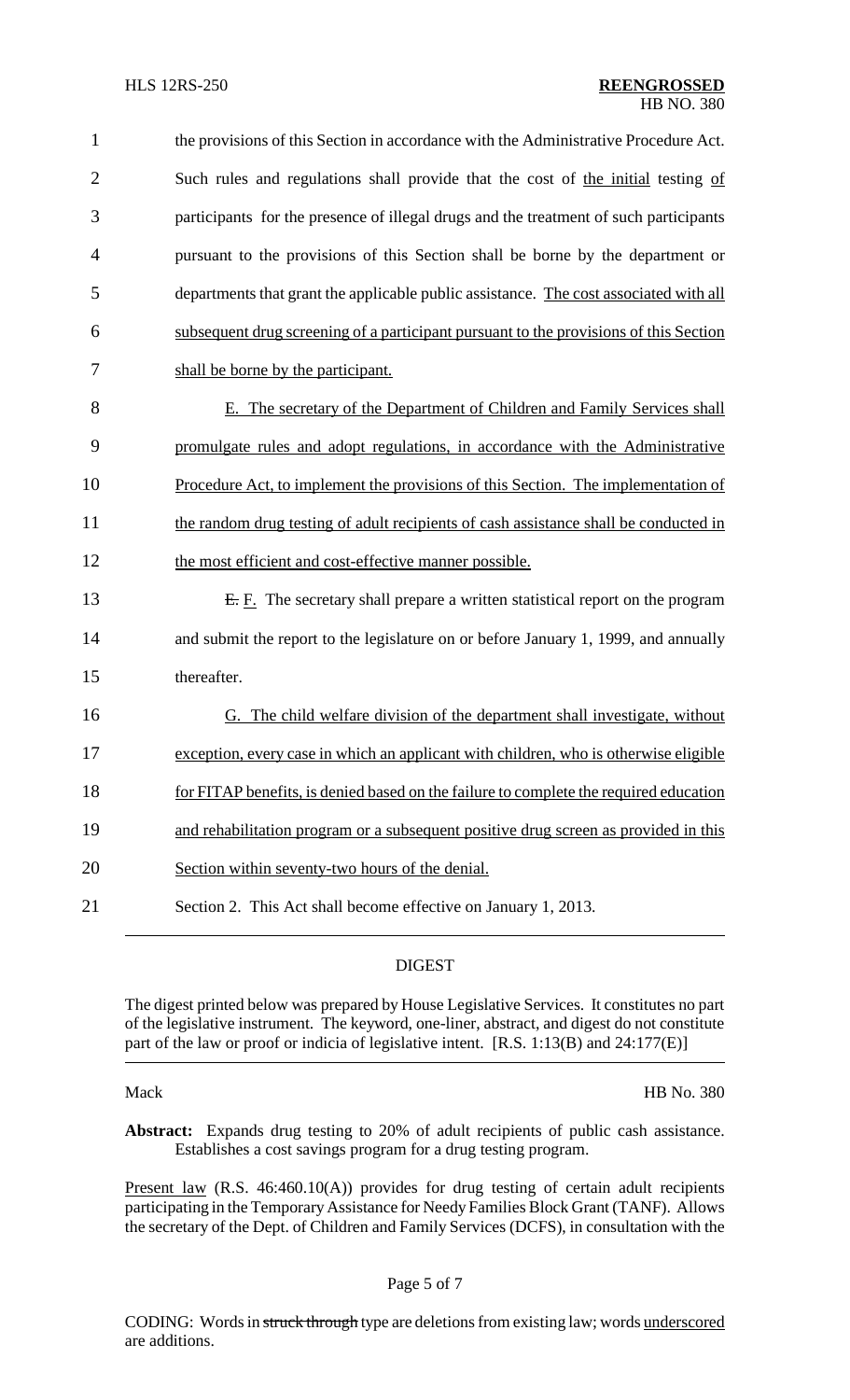the provisions of this Section in accordance with the Administrative Procedure Act. Such rules and regulations shall provide that the cost of the initial testing of participants for the presence of illegal drugs and the treatment of such participants pursuant to the provisions of this Section shall be borne by the department or departments that grant the applicable public assistance. The cost associated with all subsequent drug screening of a participant pursuant to the provisions of this Section shall be borne by the participant.

E. The secretary of the Department of Children and Family Services shall promulgate rules and adopt regulations, in accordance with the Administrative Procedure Act, to implement the provisions of this Section. The implementation of the random drug testing of adult recipients of cash assistance shall be conducted in the most efficient and cost-effective manner possible.

~~E.~~ F. The secretary shall prepare a written statistical report on the program and submit the report to the legislature on or before January 1, 1999, and annually thereafter.

G. The child welfare division of the department shall investigate, without exception, every case in which an applicant with children, who is otherwise eligible for FITAP benefits, is denied based on the failure to complete the required education and rehabilitation program or a subsequent positive drug screen as provided in this Section within seventy-two hours of the denial.

Section 2. This Act shall become effective on January 1, 2013.

## DIGEST

The digest printed below was prepared by House Legislative Services. It constitutes no part of the legislative instrument. The keyword, one-liner, abstract, and digest do not constitute part of the law or proof or indicia of legislative intent. [R.S. 1:13(B) and 24:177(E)]

Mack HB No. 380

**Abstract:** Expands drug testing to 20% of adult recipients of public cash assistance. Establishes a cost savings program for a drug testing program.

Present law (R.S. 46:460.10(A)) provides for drug testing of certain adult recipients participating in the Temporary Assistance for Needy Families Block Grant (TANF). Allows the secretary of the Dept. of Children and Family Services (DCFS), in consultation with the

CODING: Words in ~~struck through~~ type are deletions from existing law; words underscored are additions.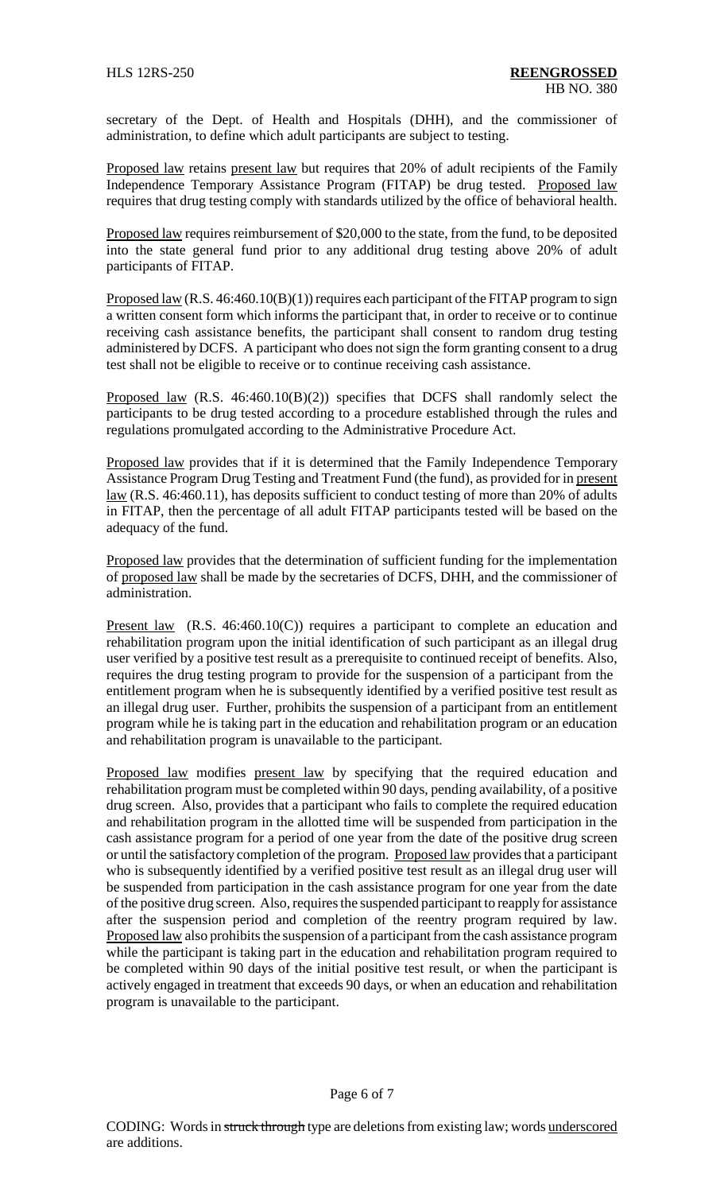secretary of the Dept. of Health and Hospitals (DHH), and the commissioner of administration, to define which adult participants are subject to testing.

Proposed law retains present law but requires that 20% of adult recipients of the Family Independence Temporary Assistance Program (FITAP) be drug tested. Proposed law requires that drug testing comply with standards utilized by the office of behavioral health.

Proposed law requires reimbursement of $20,000 to the state, from the fund, to be deposited into the state general fund prior to any additional drug testing above 20% of adult participants of FITAP.

Proposed law (R.S. 46:460.10(B)(1)) requires each participant of the FITAP program to sign a written consent form which informs the participant that, in order to receive or to continue receiving cash assistance benefits, the participant shall consent to random drug testing administered by DCFS. A participant who does not sign the form granting consent to a drug test shall not be eligible to receive or to continue receiving cash assistance.

Proposed law (R.S. 46:460.10(B)(2)) specifies that DCFS shall randomly select the participants to be drug tested according to a procedure established through the rules and regulations promulgated according to the Administrative Procedure Act.

Proposed law provides that if it is determined that the Family Independence Temporary Assistance Program Drug Testing and Treatment Fund (the fund), as provided for in present law (R.S. 46:460.11), has deposits sufficient to conduct testing of more than 20% of adults in FITAP, then the percentage of all adult FITAP participants tested will be based on the adequacy of the fund.

Proposed law provides that the determination of sufficient funding for the implementation of proposed law shall be made by the secretaries of DCFS, DHH, and the commissioner of administration.

Present law (R.S. 46:460.10(C)) requires a participant to complete an education and rehabilitation program upon the initial identification of such participant as an illegal drug user verified by a positive test result as a prerequisite to continued receipt of benefits. Also, requires the drug testing program to provide for the suspension of a participant from the entitlement program when he is subsequently identified by a verified positive test result as an illegal drug user. Further, prohibits the suspension of a participant from an entitlement program while he is taking part in the education and rehabilitation program or an education and rehabilitation program is unavailable to the participant.

Proposed law modifies present law by specifying that the required education and rehabilitation program must be completed within 90 days, pending availability, of a positive drug screen. Also, provides that a participant who fails to complete the required education and rehabilitation program in the allotted time will be suspended from participation in the cash assistance program for a period of one year from the date of the positive drug screen or until the satisfactory completion of the program. Proposed law provides that a participant who is subsequently identified by a verified positive test result as an illegal drug user will be suspended from participation in the cash assistance program for one year from the date of the positive drug screen. Also, requires the suspended participant to reapply for assistance after the suspension period and completion of the reentry program required by law. Proposed law also prohibits the suspension of a participant from the cash assistance program while the participant is taking part in the education and rehabilitation program required to be completed within 90 days of the initial positive test result, or when the participant is actively engaged in treatment that exceeds 90 days, or when an education and rehabilitation program is unavailable to the participant.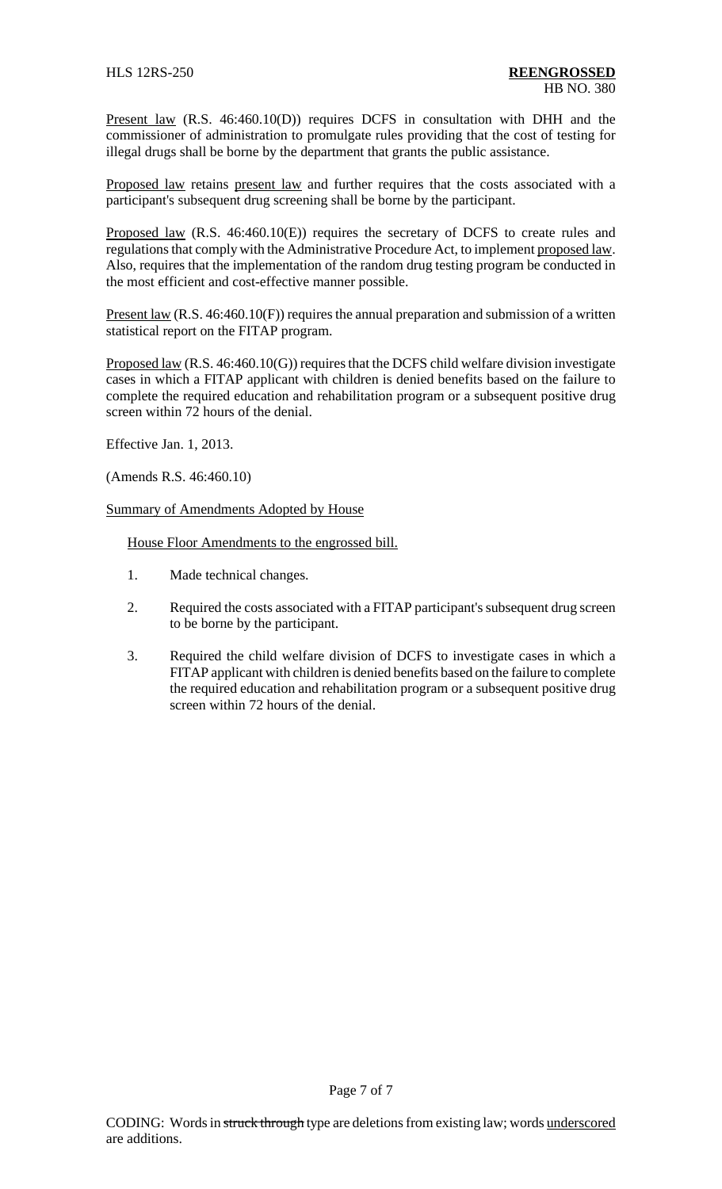Present law (R.S. 46:460.10(D)) requires DCFS in consultation with DHH and the commissioner of administration to promulgate rules providing that the cost of testing for illegal drugs shall be borne by the department that grants the public assistance.

Proposed law retains present law and further requires that the costs associated with a participant's subsequent drug screening shall be borne by the participant.

Proposed law (R.S. 46:460.10(E)) requires the secretary of DCFS to create rules and regulations that comply with the Administrative Procedure Act, to implement proposed law. Also, requires that the implementation of the random drug testing program be conducted in the most efficient and cost-effective manner possible.

Present law (R.S. 46:460.10(F)) requires the annual preparation and submission of a written statistical report on the FITAP program.

Proposed law (R.S. 46:460.10(G)) requires that the DCFS child welfare division investigate cases in which a FITAP applicant with children is denied benefits based on the failure to complete the required education and rehabilitation program or a subsequent positive drug screen within 72 hours of the denial.

Effective Jan. 1, 2013.

(Amends R.S. 46:460.10)

Summary of Amendments Adopted by House

House Floor Amendments to the engrossed bill.

1. Made technical changes.
2. Required the costs associated with a FITAP participant's subsequent drug screen to be borne by the participant.
3. Required the child welfare division of DCFS to investigate cases in which a FITAP applicant with children is denied benefits based on the failure to complete the required education and rehabilitation program or a subsequent positive drug screen within 72 hours of the denial.

CODING: Words in ~~struck through~~ type are deletions from existing law; words underscored are additions.